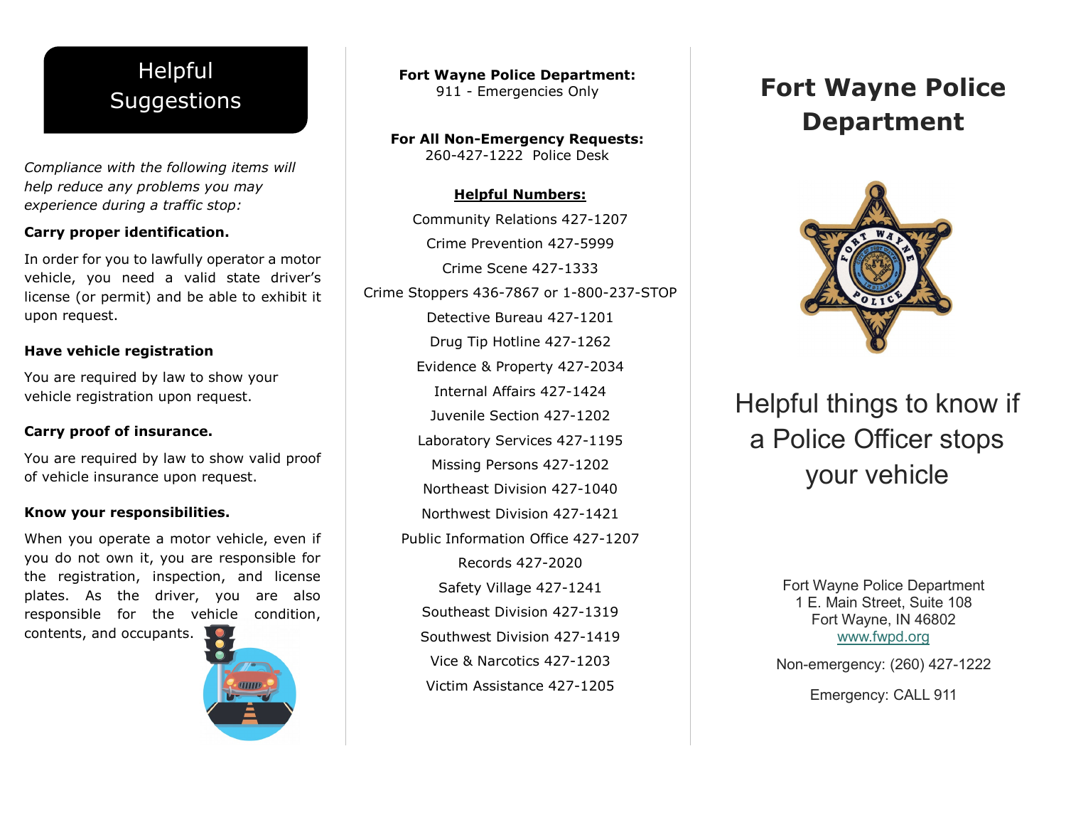## Helpful Suggestions

*Compliance with the following items will help reduce any problems you may experience during a traffic stop:*

**Carry proper identification.**

In order for you to lawfully operator a motor vehicle, you need a valid state driver's license (or permit) and be able to exhibit it upon request.

**Have vehicle registration**

You are required by law to show your vehicle registration upon request.

**Carry proof of insurance.**

You are required by law to show valid proof of vehicle insurance upon request.

**Know your responsibilities.**

When you operate a motor vehicle, even if you do not own it, you are responsible for the registration, inspection, and license plates. As the driver, you are also responsible for the vehicle condition, contents, and occupants.

**Fort Wayne Police Department:**
911 - Emergencies Only

**For All Non-Emergency Requests:**
260-427-1222 Police Desk

**Helpful Numbers:**

Community Relations 427-1207
Crime Prevention 427-5999
Crime Scene 427-1333
Crime Stoppers 436-7867 or 1-800-237-STOP
Detective Bureau 427-1201
Drug Tip Hotline 427-1262
Evidence & Property 427-2034
Internal Affairs 427-1424
Juvenile Section 427-1202
Laboratory Services 427-1195
Missing Persons 427-1202
Northeast Division 427-1040
Northwest Division 427-1421
Public Information Office 427-1207
Records 427-2020
Safety Village 427-1241
Southeast Division 427-1319
Southwest Division 427-1419
Vice & Narcotics 427-1203
Victim Assistance 427-1205

# Fort Wayne Police Department

## Helpful things to know if a Police Officer stops your vehicle

Fort Wayne Police Department
1 E. Main Street, Suite 108
Fort Wayne, IN 46802
www.fwpd.org

Non-emergency: (260) 427-1222

Emergency: CALL 911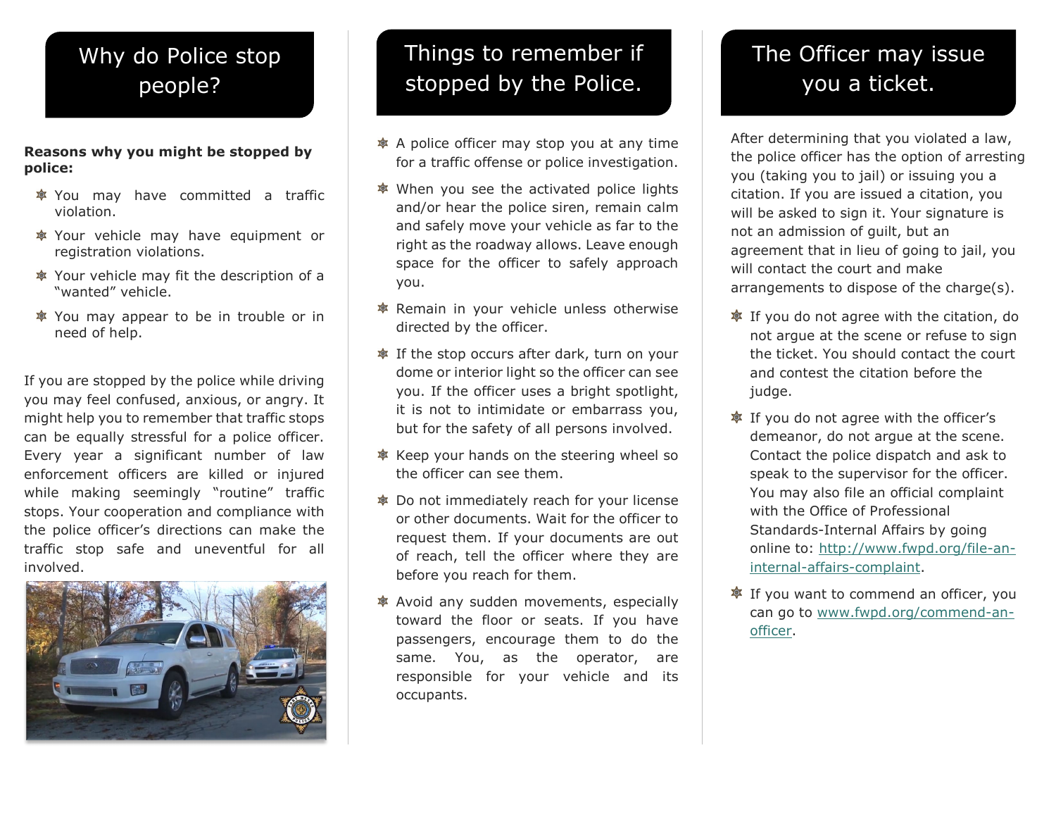## Why do Police stop people?

**Reasons why you might be stopped by police:**

- You may have committed a traffic violation.
- Your vehicle may have equipment or registration violations.
- Your vehicle may fit the description of a "wanted" vehicle.
- You may appear to be in trouble or in need of help.

If you are stopped by the police while driving you may feel confused, anxious, or angry. It might help you to remember that traffic stops can be equally stressful for a police officer. Every year a significant number of law enforcement officers are killed or injured while making seemingly "routine" traffic stops. Your cooperation and compliance with the police officer's directions can make the traffic stop safe and uneventful for all involved.

## Things to remember if stopped by the Police.

- A police officer may stop you at any time for a traffic offense or police investigation.
- When you see the activated police lights and/or hear the police siren, remain calm and safely move your vehicle as far to the right as the roadway allows. Leave enough space for the officer to safely approach you.
- Remain in your vehicle unless otherwise directed by the officer.
- If the stop occurs after dark, turn on your dome or interior light so the officer can see you. If the officer uses a bright spotlight, it is not to intimidate or embarrass you, but for the safety of all persons involved.
- Keep your hands on the steering wheel so the officer can see them.
- Do not immediately reach for your license or other documents. Wait for the officer to request them. If your documents are out of reach, tell the officer where they are before you reach for them.
- Avoid any sudden movements, especially toward the floor or seats. If you have passengers, encourage them to do the same. You, as the operator, are responsible for your vehicle and its occupants.

## The Officer may issue you a ticket.

After determining that you violated a law, the police officer has the option of arresting you (taking you to jail) or issuing you a citation. If you are issued a citation, you will be asked to sign it. Your signature is not an admission of guilt, but an agreement that in lieu of going to jail, you will contact the court and make arrangements to dispose of the charge(s).

- If you do not agree with the citation, do not argue at the scene or refuse to sign the ticket. You should contact the court and contest the citation before the judge.
- If you do not agree with the officer's demeanor, do not argue at the scene. Contact the police dispatch and ask to speak to the supervisor for the officer. You may also file an official complaint with the Office of Professional Standards-Internal Affairs by going online to: http://www.fwpd.org/file-an-internal-affairs-complaint.
- If you want to commend an officer, you can go to www.fwpd.org/commend-an-officer.